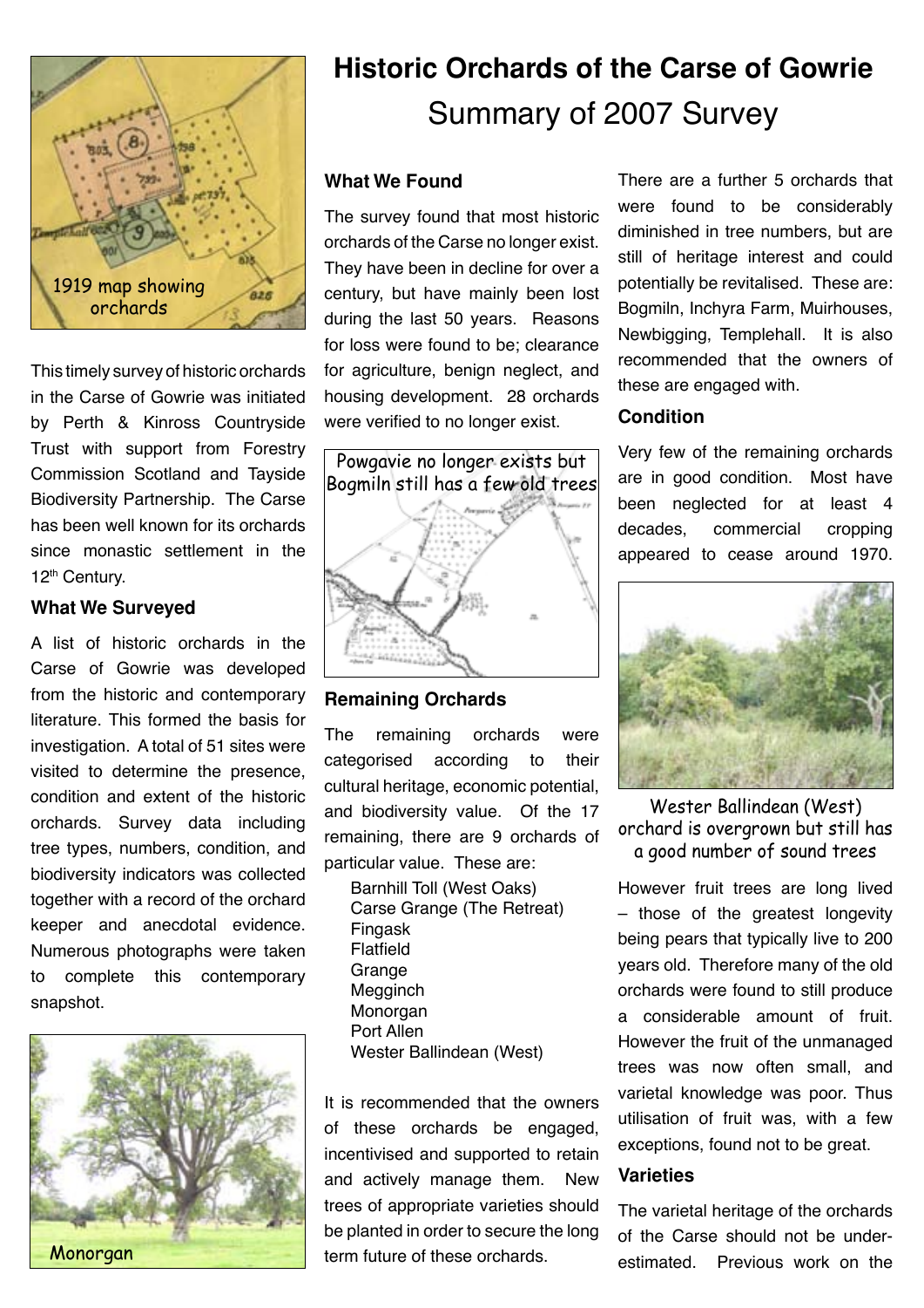# Historic Orchards of the Carse of Gowrie

## Summary of 2007 Survey

1919 map showing orchards

This timely survey of historic orchards in the Carse of Gowrie was initiated by Perth & Kinross Countryside Trust with support from Forestry Commission Scotland and Tayside Biodiversity Partnership. The Carse has been well known for its orchards since monastic settlement in the 12th Century.

### What We Surveyed

A list of historic orchards in the Carse of Gowrie was developed from the historic and contemporary literature. This formed the basis for investigation. A total of 51 sites were visited to determine the presence, condition and extent of the historic orchards. Survey data including tree types, numbers, condition, and biodiversity indicators was collected together with a record of the orchard keeper and anecdotal evidence. Numerous photographs were taken to complete this contemporary snapshot.

Monorgan

### What We Found

The survey found that most historic orchards of the Carse no longer exist. They have been in decline for over a century, but have mainly been lost during the last 50 years. Reasons for loss were found to be; clearance for agriculture, benign neglect, and housing development. 28 orchards were verified to no longer exist.

Powgavie no longer exists but Bogmiln still has a few old trees

### Remaining Orchards

The remaining orchards were categorised according to their cultural heritage, economic potential, and biodiversity value. Of the 17 remaining, there are 9 orchards of particular value. These are:

- Barnhill Toll (West Oaks)
- Carse Grange (The Retreat)
- Fingask
- Flatfield
- Grange
- Megginch
- Monorgan
- Port Allen
- Wester Ballindean (West)

It is recommended that the owners of these orchards be engaged, incentivised and supported to retain and actively manage them. New trees of appropriate varieties should be planted in order to secure the long term future of these orchards.

There are a further 5 orchards that were found to be considerably diminished in tree numbers, but are still of heritage interest and could potentially be revitalised. These are: Bogmiln, Inchyra Farm, Muirhouses, Newbigging, Templehall. It is also recommended that the owners of these are engaged with.

### Condition

Very few of the remaining orchards are in good condition. Most have been neglected for at least 4 decades, commercial cropping appeared to cease around 1970.

Wester Ballindean (West) orchard is overgrown but still has a good number of sound trees

However fruit trees are long lived – those of the greatest longevity being pears that typically live to 200 years old. Therefore many of the old orchards were found to still produce a considerable amount of fruit. However the fruit of the unmanaged trees was now often small, and varietal knowledge was poor. Thus utilisation of fruit was, with a few exceptions, found not to be great.

### Varieties

The varietal heritage of the orchards of the Carse should not be under-estimated. Previous work on the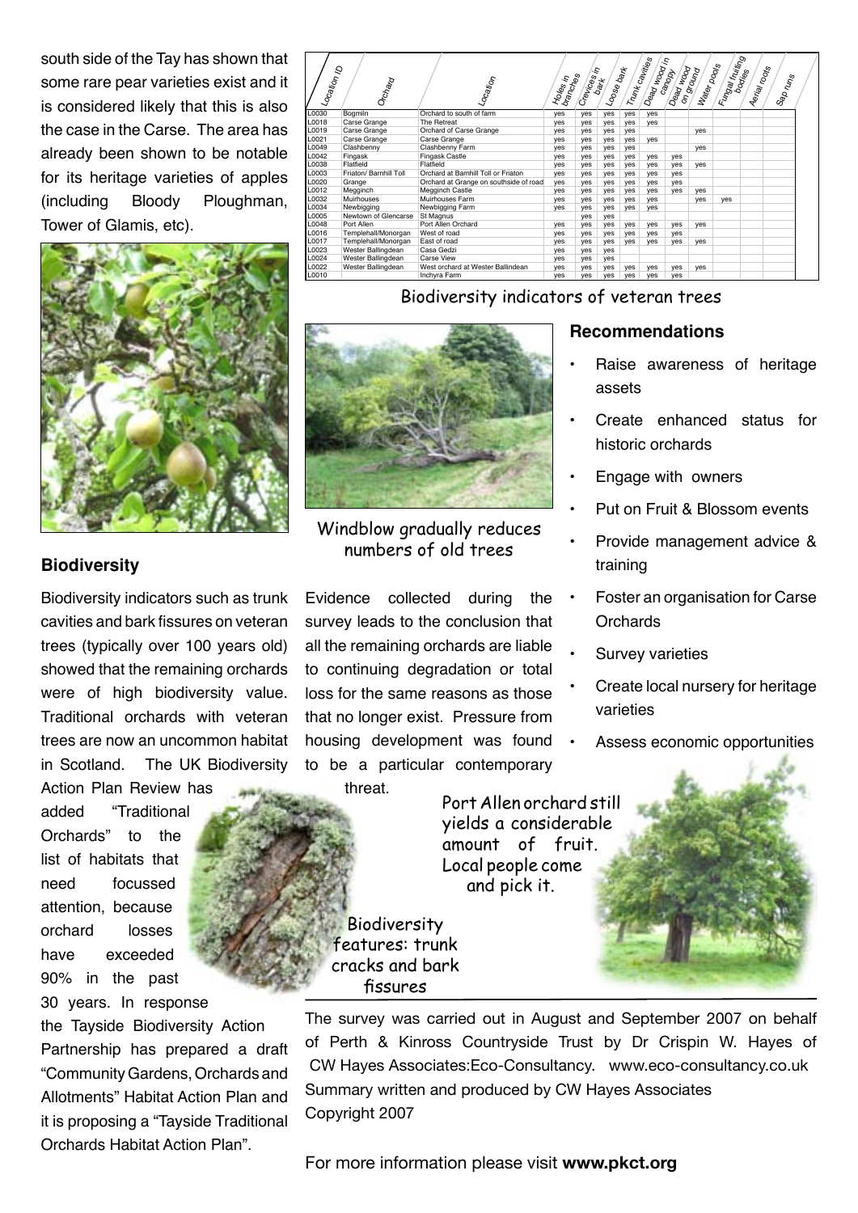south side of the Tay has shown that some rare pear varieties exist and it is considered likely that this is also the case in the Carse. The area has already been shown to be notable for its heritage varieties of apples (including Bloody Ploughman, Tower of Glamis, etc).

## Biodiversity

Biodiversity indicators such as trunk cavities and bark fissures on veteran trees (typically over 100 years old) showed that the remaining orchards were of high biodiversity value. Traditional orchards with veteran trees are now an uncommon habitat in Scotland. The UK Biodiversity Action Plan Review has added "Traditional Orchards" to the list of habitats that need focussed attention, because orchard losses have exceeded 90% in the past 30 years. In response the Tayside Biodiversity Action Partnership has prepared a draft "Community Gardens, Orchards and Allotments" Habitat Action Plan and it is proposing a "Tayside Traditional Orchards Habitat Action Plan".

| Location ID | Orchard | Location | Holes in branches | Crevices in bark | Loose bark | Trunk cavities | Dead wood in canopy | Dead wood on ground | Water pools | Fungal fruiting bodies | Aerial roots | Sap runs |
|---|---|---|---|---|---|---|---|---|---|---|---|---|
| L0030 | Bogmiln | Orchard to south of farm | yes | yes | yes | yes | yes | | | | | |
| L0018 | Carse Grange | The Retreat | yes | yes | yes | yes | yes | | | | | |
| L0019 | Carse Grange | Orchard of Carse Grange | yes | yes | yes | yes | | | yes | | | |
| L0021 | Carse Grange | Carse Grange | yes | yes | yes | yes | yes | | | | | |
| L0049 | Clashbenny | Clashbenny Farm | yes | yes | yes | yes | | | yes | | | |
| L0042 | Fingask | Fingask Castle | yes | yes | yes | yes | yes | yes | | | | |
| L0038 | Flatfield | Flatfield | yes | yes | yes | yes | yes | yes | yes | | | |
| L0003 | Friaton/ Barnhill Toll | Orchard at Barnhill Toll or Friaton | yes | yes | yes | yes | yes | yes | | | | |
| L0020 | Grange | Orchard at Grange on southside of road | yes | yes | yes | yes | yes | yes | | | | |
| L0012 | Megginch | Megginch Castle | yes | yes | yes | yes | yes | yes | yes | | | |
| L0032 | Muirhouses | Muirhouses Farm | yes | yes | yes | yes | yes | | yes | yes | | |
| L0034 | Newbigging | Newbigging Farm | yes | yes | yes | yes | yes | | | | | |
| L0005 | Newtown of Glencarse | St Magnus | | yes | yes | | | | | | | |
| L0048 | Port Allen | Port Allen Orchard | yes | yes | yes | yes | yes | yes | yes | | | |
| L0016 | Templehall/Monorgan | West of road | yes | yes | yes | yes | yes | yes | | | | |
| L0017 | Templehall/Monorgan | East of road | yes | yes | yes | yes | yes | yes | yes | | | |
| L0023 | Wester Ballingdean | Casa Gedzi | yes | yes | yes | | | | | | | |
| L0024 | Wester Ballingdean | Carse View | yes | yes | yes | | | | | | | |
| L0022 | Wester Ballingdean | West orchard at Wester Ballindean | yes | yes | yes | yes | yes | yes | yes | | | |
| L0010 | | Inchyra Farm | yes | yes | yes | yes | yes | yes | | | | |

Biodiversity indicators of veteran trees

Windblow gradually reduces numbers of old trees

Evidence collected during the survey leads to the conclusion that all the remaining orchards are liable to continuing degradation or total loss for the same reasons as those that no longer exist. Pressure from housing development was found to be a particular contemporary threat.

### Recommendations

- Raise awareness of heritage assets
- Create enhanced status for historic orchards
- Engage with owners
- Put on Fruit & Blossom events
- Provide management advice & training
- Foster an organisation for Carse Orchards
- Survey varieties
- Create local nursery for heritage varieties
- Assess economic opportunities

Port Allen orchard still yields a considerable amount of fruit. Local people come and pick it.

Biodiversity features: trunk cracks and bark fissures

The survey was carried out in August and September 2007 on behalf of Perth & Kinross Countryside Trust by Dr Crispin W. Hayes of CW Hayes Associates:Eco-Consultancy. www.eco-consultancy.co.uk
Summary written and produced by CW Hayes Associates
Copyright 2007

For more information please visit **www.pkct.org**